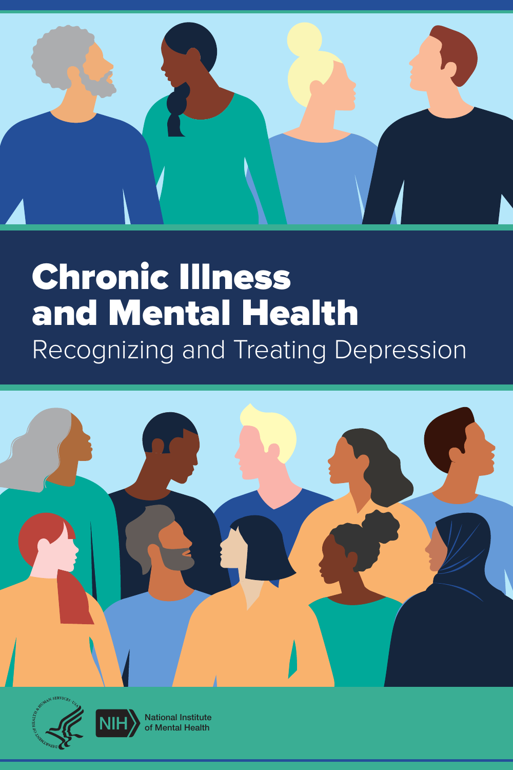# Chronic Illness and Mental Health

## Recognizing and Treating Depression

NIH National Institute of Mental Health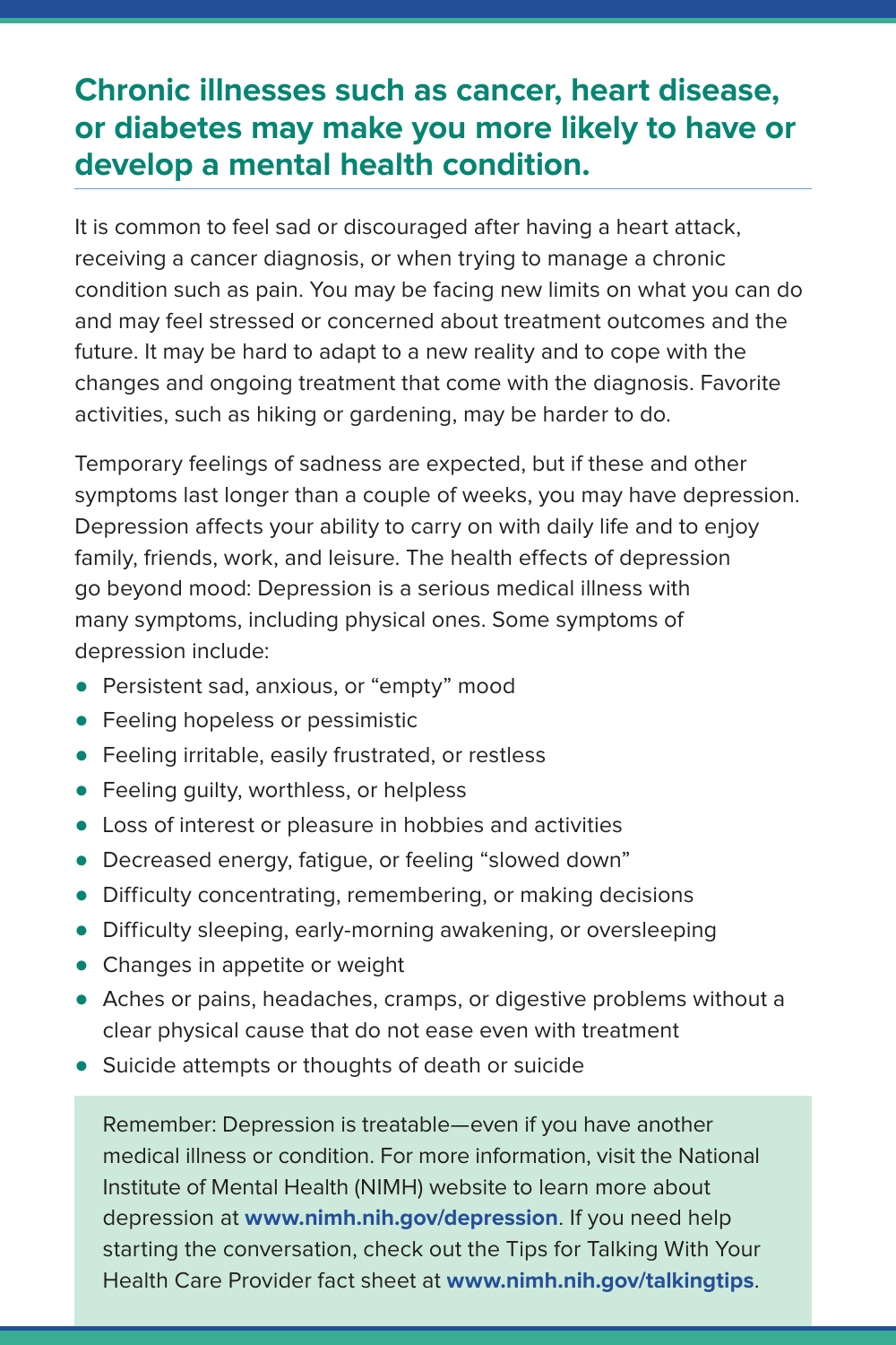## Chronic illnesses such as cancer, heart disease, or diabetes may make you more likely to have or develop a mental health condition.

It is common to feel sad or discouraged after having a heart attack, receiving a cancer diagnosis, or when trying to manage a chronic condition such as pain. You may be facing new limits on what you can do and may feel stressed or concerned about treatment outcomes and the future. It may be hard to adapt to a new reality and to cope with the changes and ongoing treatment that come with the diagnosis. Favorite activities, such as hiking or gardening, may be harder to do.

Temporary feelings of sadness are expected, but if these and other symptoms last longer than a couple of weeks, you may have depression. Depression affects your ability to carry on with daily life and to enjoy family, friends, work, and leisure. The health effects of depression go beyond mood: Depression is a serious medical illness with many symptoms, including physical ones. Some symptoms of depression include:

- Persistent sad, anxious, or "empty" mood
- Feeling hopeless or pessimistic
- Feeling irritable, easily frustrated, or restless
- Feeling guilty, worthless, or helpless
- Loss of interest or pleasure in hobbies and activities
- Decreased energy, fatigue, or feeling "slowed down"
- Difficulty concentrating, remembering, or making decisions
- Difficulty sleeping, early-morning awakening, or oversleeping
- Changes in appetite or weight
- Aches or pains, headaches, cramps, or digestive problems without a clear physical cause that do not ease even with treatment
- Suicide attempts or thoughts of death or suicide

Remember: Depression is treatable—even if you have another medical illness or condition. For more information, visit the National Institute of Mental Health (NIMH) website to learn more about depression at **www.nimh.nih.gov/depression**. If you need help starting the conversation, check out the Tips for Talking With Your Health Care Provider fact sheet at **www.nimh.nih.gov/talkingtips**.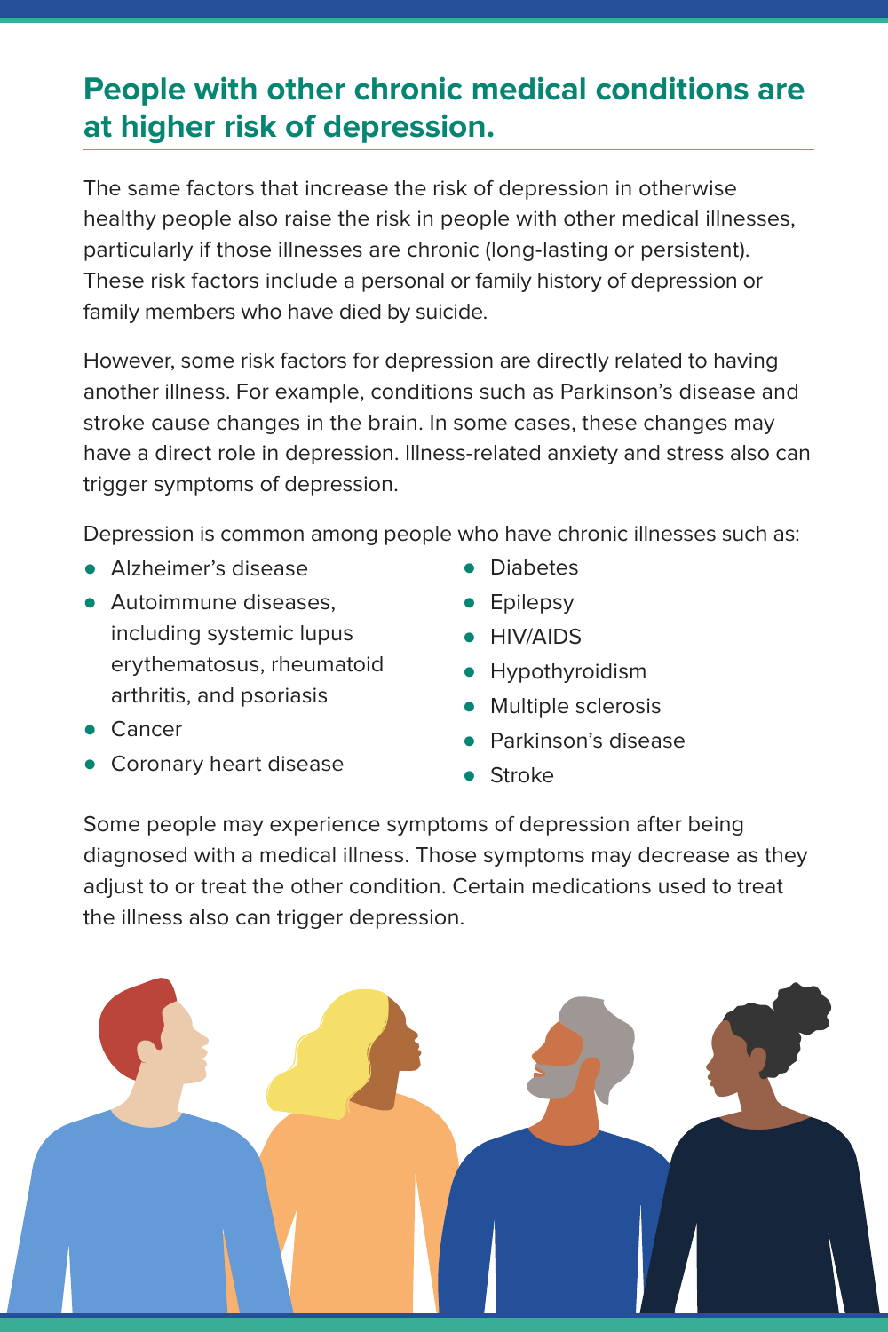## People with other chronic medical conditions are at higher risk of depression.

The same factors that increase the risk of depression in otherwise healthy people also raise the risk in people with other medical illnesses, particularly if those illnesses are chronic (long-lasting or persistent). These risk factors include a personal or family history of depression or family members who have died by suicide.

However, some risk factors for depression are directly related to having another illness. For example, conditions such as Parkinson's disease and stroke cause changes in the brain. In some cases, these changes may have a direct role in depression. Illness-related anxiety and stress also can trigger symptoms of depression.

Depression is common among people who have chronic illnesses such as:

- Alzheimer's disease
- Autoimmune diseases, including systemic lupus erythematosus, rheumatoid arthritis, and psoriasis
- Cancer
- Coronary heart disease
- Diabetes
- Epilepsy
- HIV/AIDS
- Hypothyroidism
- Multiple sclerosis
- Parkinson's disease
- Stroke

Some people may experience symptoms of depression after being diagnosed with a medical illness. Those symptoms may decrease as they adjust to or treat the other condition. Certain medications used to treat the illness also can trigger depression.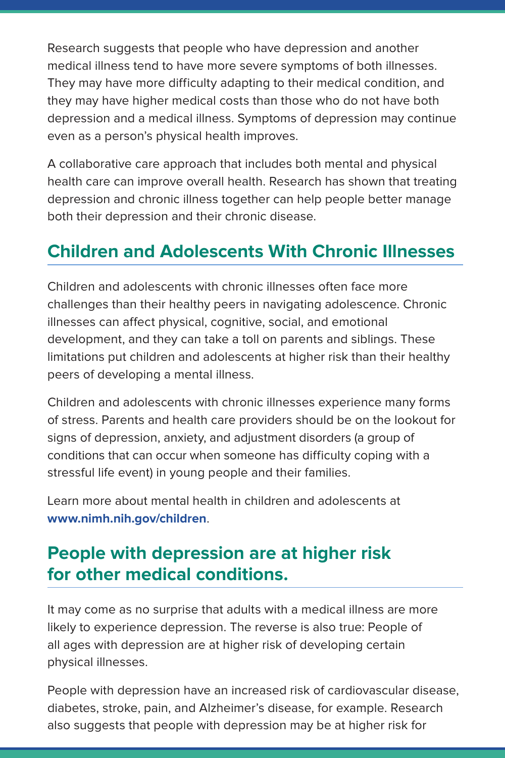Research suggests that people who have depression and another medical illness tend to have more severe symptoms of both illnesses. They may have more difficulty adapting to their medical condition, and they may have higher medical costs than those who do not have both depression and a medical illness. Symptoms of depression may continue even as a person's physical health improves.

A collaborative care approach that includes both mental and physical health care can improve overall health. Research has shown that treating depression and chronic illness together can help people better manage both their depression and their chronic disease.

## Children and Adolescents With Chronic Illnesses

Children and adolescents with chronic illnesses often face more challenges than their healthy peers in navigating adolescence. Chronic illnesses can affect physical, cognitive, social, and emotional development, and they can take a toll on parents and siblings. These limitations put children and adolescents at higher risk than their healthy peers of developing a mental illness.

Children and adolescents with chronic illnesses experience many forms of stress. Parents and health care providers should be on the lookout for signs of depression, anxiety, and adjustment disorders (a group of conditions that can occur when someone has difficulty coping with a stressful life event) in young people and their families.

Learn more about mental health in children and adolescents at **www.nimh.nih.gov/children**.

## People with depression are at higher risk for other medical conditions.

It may come as no surprise that adults with a medical illness are more likely to experience depression. The reverse is also true: People of all ages with depression are at higher risk of developing certain physical illnesses.

People with depression have an increased risk of cardiovascular disease, diabetes, stroke, pain, and Alzheimer's disease, for example. Research also suggests that people with depression may be at higher risk for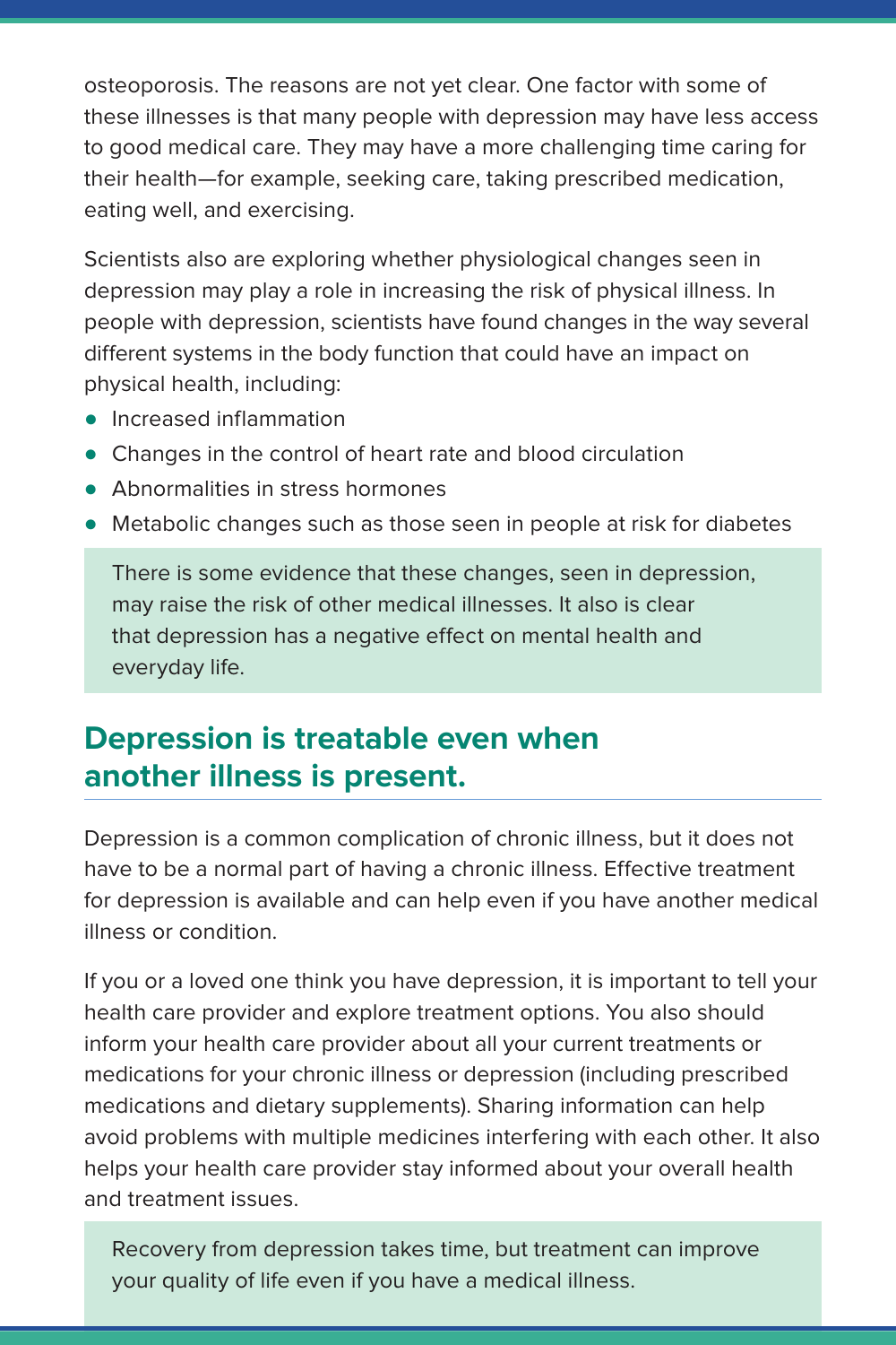osteoporosis. The reasons are not yet clear. One factor with some of these illnesses is that many people with depression may have less access to good medical care. They may have a more challenging time caring for their health—for example, seeking care, taking prescribed medication, eating well, and exercising.

Scientists also are exploring whether physiological changes seen in depression may play a role in increasing the risk of physical illness. In people with depression, scientists have found changes in the way several different systems in the body function that could have an impact on physical health, including:

- Increased inflammation
- Changes in the control of heart rate and blood circulation
- Abnormalities in stress hormones
- Metabolic changes such as those seen in people at risk for diabetes

There is some evidence that these changes, seen in depression, may raise the risk of other medical illnesses. It also is clear that depression has a negative effect on mental health and everyday life.

## Depression is treatable even when another illness is present.

Depression is a common complication of chronic illness, but it does not have to be a normal part of having a chronic illness. Effective treatment for depression is available and can help even if you have another medical illness or condition.

If you or a loved one think you have depression, it is important to tell your health care provider and explore treatment options. You also should inform your health care provider about all your current treatments or medications for your chronic illness or depression (including prescribed medications and dietary supplements). Sharing information can help avoid problems with multiple medicines interfering with each other. It also helps your health care provider stay informed about your overall health and treatment issues.

Recovery from depression takes time, but treatment can improve your quality of life even if you have a medical illness.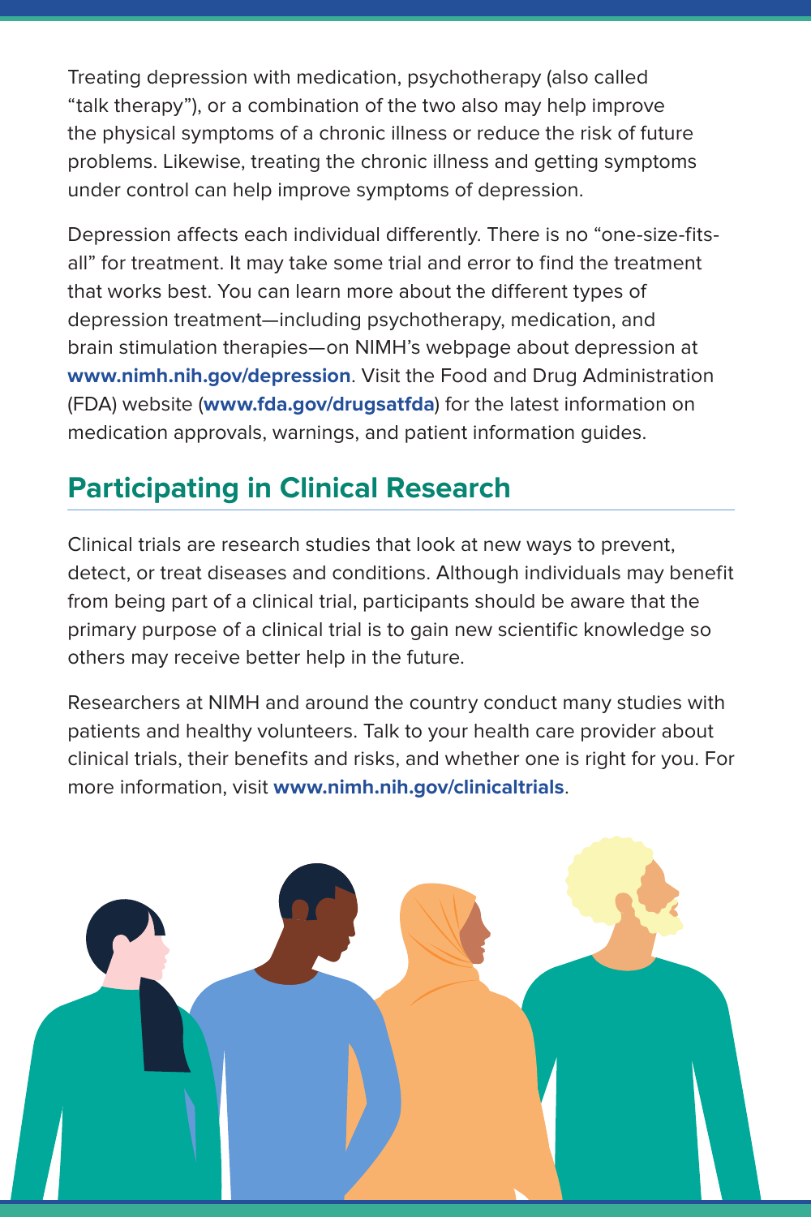Treating depression with medication, psychotherapy (also called "talk therapy"), or a combination of the two also may help improve the physical symptoms of a chronic illness or reduce the risk of future problems. Likewise, treating the chronic illness and getting symptoms under control can help improve symptoms of depression.

Depression affects each individual differently. There is no "one-size-fits-all" for treatment. It may take some trial and error to find the treatment that works best. You can learn more about the different types of depression treatment—including psychotherapy, medication, and brain stimulation therapies—on NIMH's webpage about depression at **www.nimh.nih.gov/depression**. Visit the Food and Drug Administration (FDA) website (**www.fda.gov/drugsatfda**) for the latest information on medication approvals, warnings, and patient information guides.

## Participating in Clinical Research

Clinical trials are research studies that look at new ways to prevent, detect, or treat diseases and conditions. Although individuals may benefit from being part of a clinical trial, participants should be aware that the primary purpose of a clinical trial is to gain new scientific knowledge so others may receive better help in the future.

Researchers at NIMH and around the country conduct many studies with patients and healthy volunteers. Talk to your health care provider about clinical trials, their benefits and risks, and whether one is right for you. For more information, visit **www.nimh.nih.gov/clinicaltrials**.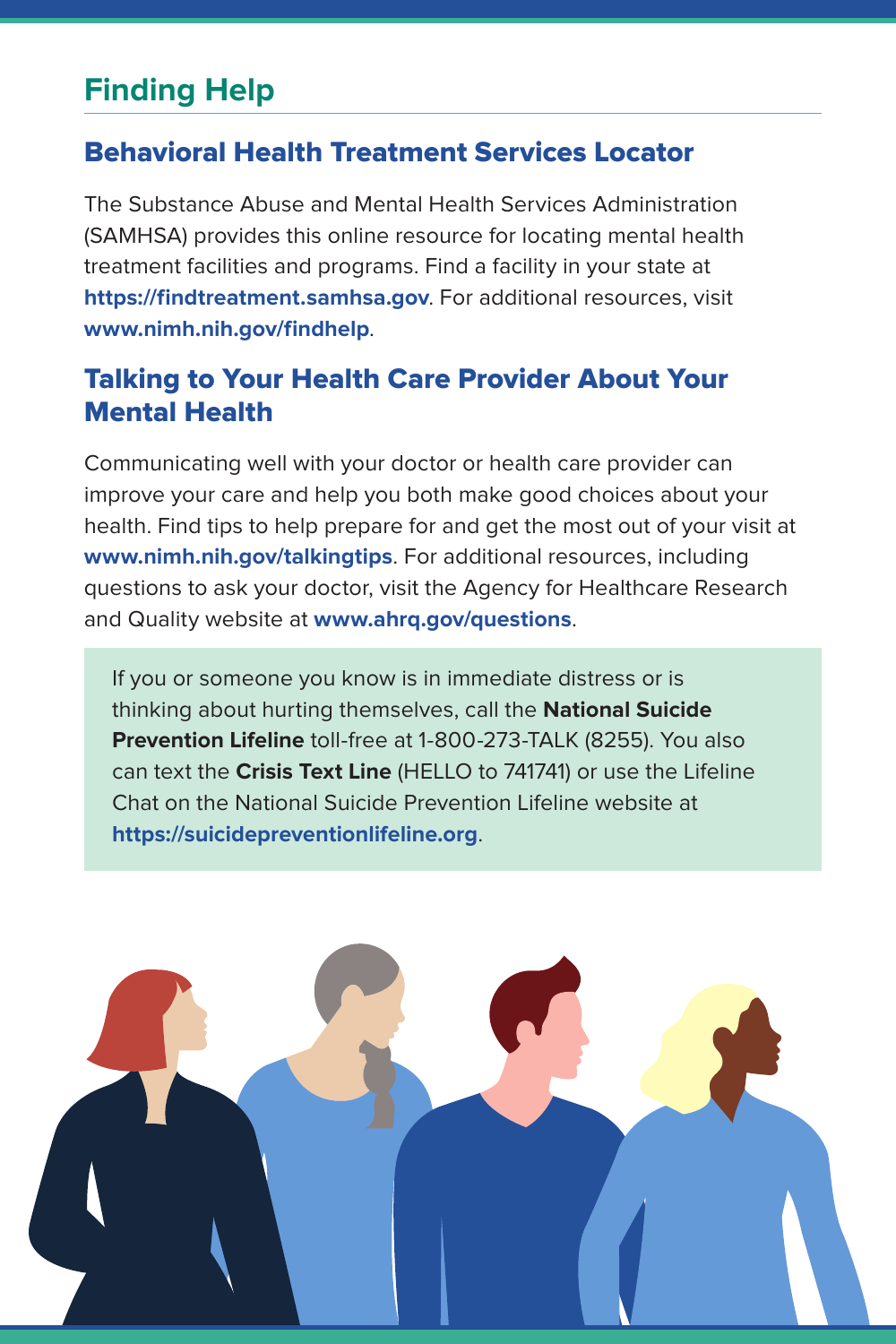# Finding Help

## Behavioral Health Treatment Services Locator

The Substance Abuse and Mental Health Services Administration (SAMHSA) provides this online resource for locating mental health treatment facilities and programs. Find a facility in your state at **https://findtreatment.samhsa.gov**. For additional resources, visit **www.nimh.nih.gov/findhelp**.

## Talking to Your Health Care Provider About Your Mental Health

Communicating well with your doctor or health care provider can improve your care and help you both make good choices about your health. Find tips to help prepare for and get the most out of your visit at **www.nimh.nih.gov/talkingtips**. For additional resources, including questions to ask your doctor, visit the Agency for Healthcare Research and Quality website at **www.ahrq.gov/questions**.

If you or someone you know is in immediate distress or is thinking about hurting themselves, call the **National Suicide Prevention Lifeline** toll-free at 1-800-273-TALK (8255). You also can text the **Crisis Text Line** (HELLO to 741741) or use the Lifeline Chat on the National Suicide Prevention Lifeline website at **https://suicidepreventionlifeline.org**.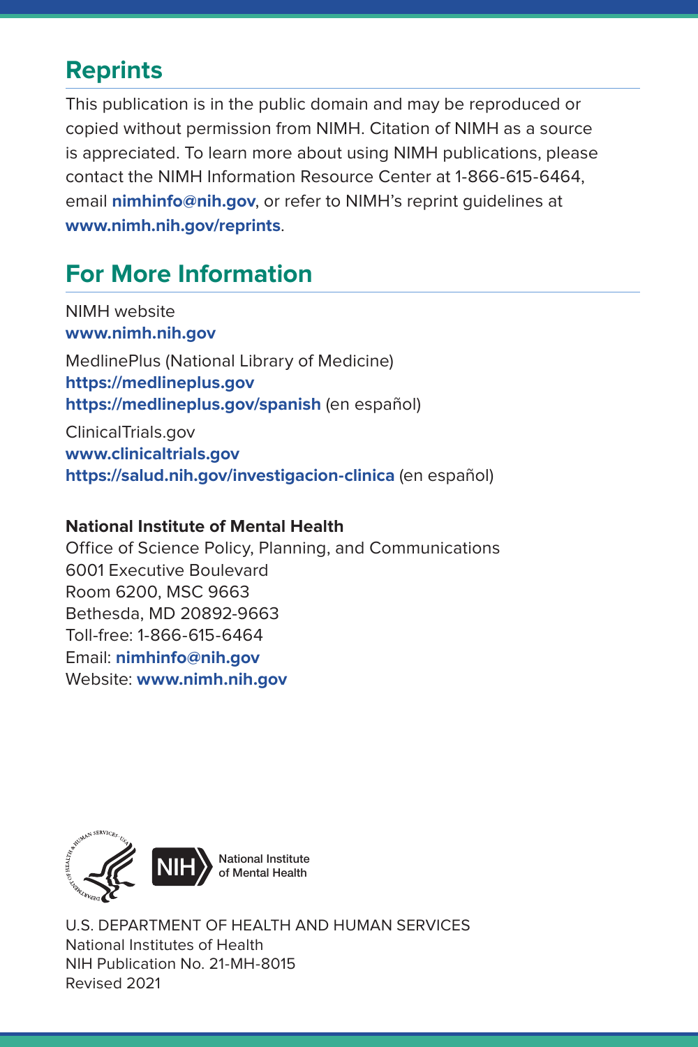## Reprints

This publication is in the public domain and may be reproduced or copied without permission from NIMH. Citation of NIMH as a source is appreciated. To learn more about using NIMH publications, please contact the NIMH Information Resource Center at 1-866-615-6464, email **nimhinfo@nih.gov**, or refer to NIMH's reprint guidelines at **www.nimh.nih.gov/reprints**.

## For More Information

NIMH website
**www.nimh.nih.gov**

MedlinePlus (National Library of Medicine)
**https://medlineplus.gov**
**https://medlineplus.gov/spanish** (en español)

ClinicalTrials.gov
**www.clinicaltrials.gov**
**https://salud.nih.gov/investigacion-clinica** (en español)

**National Institute of Mental Health**
Office of Science Policy, Planning, and Communications
6001 Executive Boulevard
Room 6200, MSC 9663
Bethesda, MD 20892-9663
Toll-free: 1-866-615-6464
Email: **nimhinfo@nih.gov**
Website: **www.nimh.nih.gov**

NIH National Institute of Mental Health

U.S. DEPARTMENT OF HEALTH AND HUMAN SERVICES
National Institutes of Health
NIH Publication No. 21-MH-8015
Revised 2021